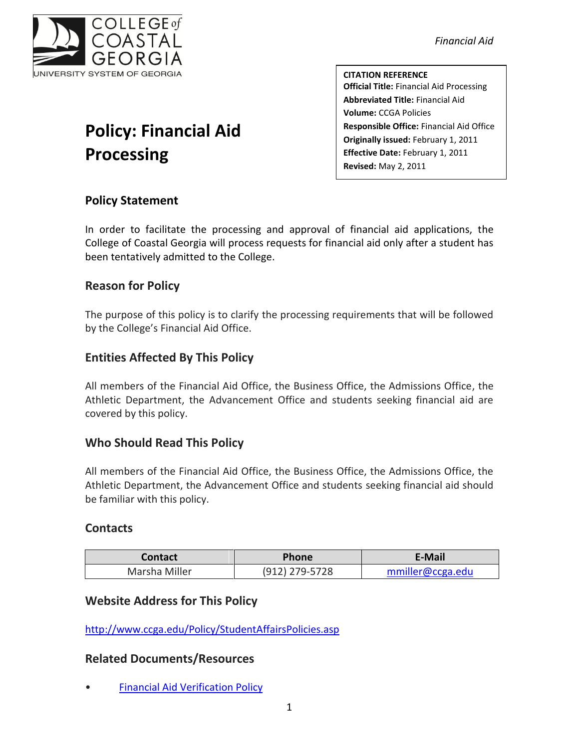COLLEGE of COASTAL GEORGIA
UNIVERSITY SYSTEM OF GEORGIA

*Financial Aid*

**CITATION REFERENCE**
**Official Title:** Financial Aid Processing
**Abbreviated Title:** Financial Aid
**Volume:** CCGA Policies
**Responsible Office:** Financial Aid Office
**Originally issued:** February 1, 2011
**Effective Date:** February 1, 2011
**Revised:** May 2, 2011

# Policy: Financial Aid Processing

## Policy Statement

In order to facilitate the processing and approval of financial aid applications, the College of Coastal Georgia will process requests for financial aid only after a student has been tentatively admitted to the College.

## Reason for Policy

The purpose of this policy is to clarify the processing requirements that will be followed by the College's Financial Aid Office.

## Entities Affected By This Policy

All members of the Financial Aid Office, the Business Office, the Admissions Office, the Athletic Department, the Advancement Office and students seeking financial aid are covered by this policy.

## Who Should Read This Policy

All members of the Financial Aid Office, the Business Office, the Admissions Office, the Athletic Department, the Advancement Office and students seeking financial aid should be familiar with this policy.

## Contacts

| Contact | Phone | E-Mail |
|---|---|---|
| Marsha Miller | (912) 279-5728 | mmiller@ccga.edu |

## Website Address for This Policy

http://www.ccga.edu/Policy/StudentAffairsPolicies.asp

## Related Documents/Resources

- Financial Aid Verification Policy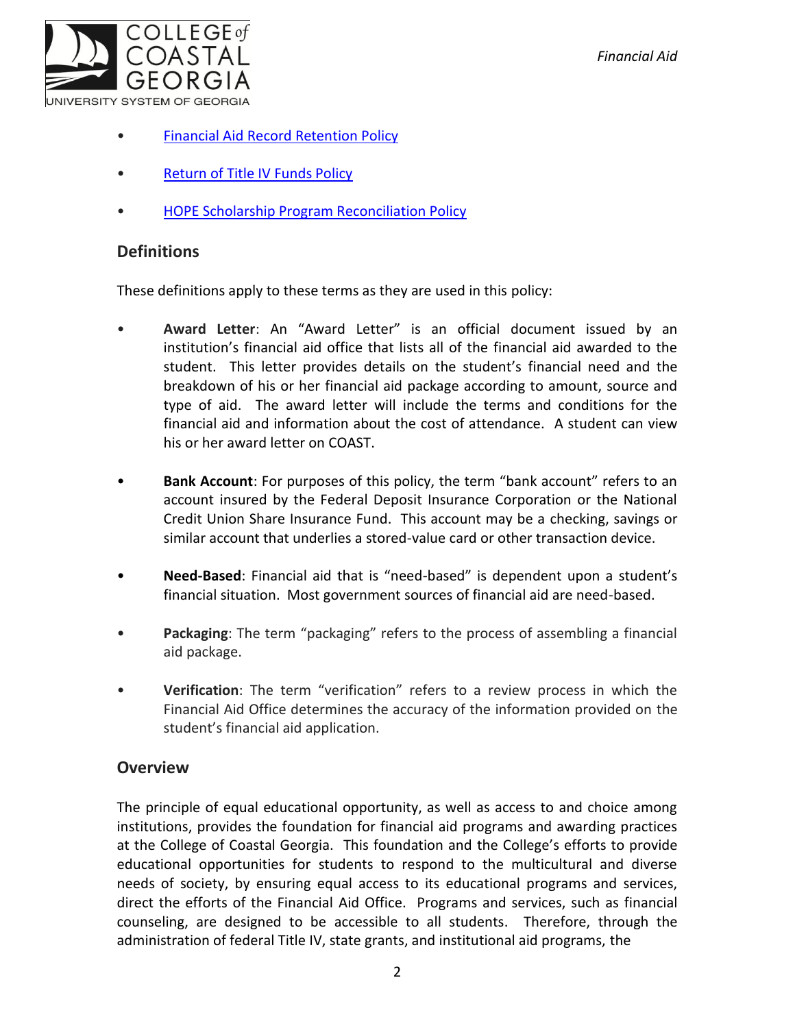- [Financial Aid Record Retention Policy]
- [Return of Title IV Funds Policy]
- [HOPE Scholarship Program Reconciliation Policy]

## Definitions

These definitions apply to these terms as they are used in this policy:

- **Award Letter**: An "Award Letter" is an official document issued by an institution's financial aid office that lists all of the financial aid awarded to the student. This letter provides details on the student's financial need and the breakdown of his or her financial aid package according to amount, source and type of aid. The award letter will include the terms and conditions for the financial aid and information about the cost of attendance. A student can view his or her award letter on COAST.

- **Bank Account**: For purposes of this policy, the term "bank account" refers to an account insured by the Federal Deposit Insurance Corporation or the National Credit Union Share Insurance Fund. This account may be a checking, savings or similar account that underlies a stored-value card or other transaction device.

- **Need-Based**: Financial aid that is "need-based" is dependent upon a student's financial situation. Most government sources of financial aid are need-based.

- **Packaging**: The term "packaging" refers to the process of assembling a financial aid package.

- **Verification**: The term "verification" refers to a review process in which the Financial Aid Office determines the accuracy of the information provided on the student's financial aid application.

## Overview

The principle of equal educational opportunity, as well as access to and choice among institutions, provides the foundation for financial aid programs and awarding practices at the College of Coastal Georgia. This foundation and the College's efforts to provide educational opportunities for students to respond to the multicultural and diverse needs of society, by ensuring equal access to its educational programs and services, direct the efforts of the Financial Aid Office. Programs and services, such as financial counseling, are designed to be accessible to all students. Therefore, through the administration of federal Title IV, state grants, and institutional aid programs, the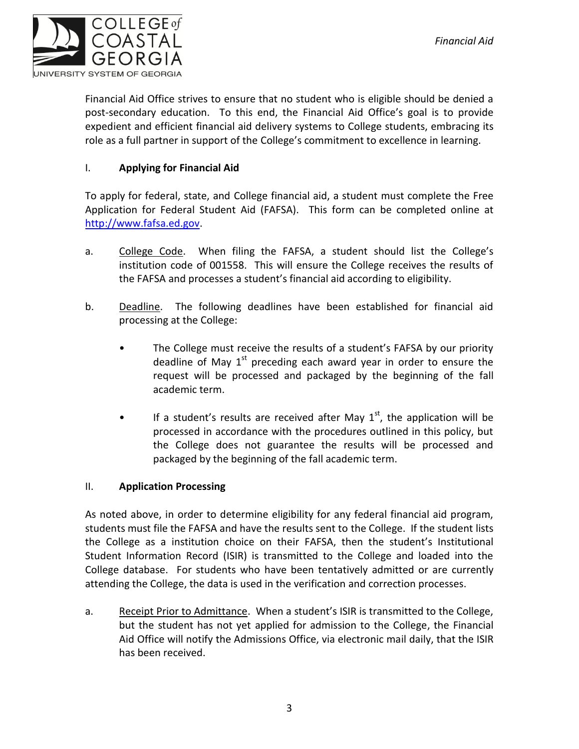Financial Aid Office strives to ensure that no student who is eligible should be denied a post-secondary education. To this end, the Financial Aid Office's goal is to provide expedient and efficient financial aid delivery systems to College students, embracing its role as a full partner in support of the College's commitment to excellence in learning.

## I. Applying for Financial Aid

To apply for federal, state, and College financial aid, a student must complete the Free Application for Federal Student Aid (FAFSA). This form can be completed online at http://www.fafsa.ed.gov.

a. College Code. When filing the FAFSA, a student should list the College's institution code of 001558. This will ensure the College receives the results of the FAFSA and processes a student's financial aid according to eligibility.

b. Deadline. The following deadlines have been established for financial aid processing at the College:

- The College must receive the results of a student's FAFSA by our priority deadline of May 1st preceding each award year in order to ensure the request will be processed and packaged by the beginning of the fall academic term.

- If a student's results are received after May 1st, the application will be processed in accordance with the procedures outlined in this policy, but the College does not guarantee the results will be processed and packaged by the beginning of the fall academic term.

## II. Application Processing

As noted above, in order to determine eligibility for any federal financial aid program, students must file the FAFSA and have the results sent to the College. If the student lists the College as a institution choice on their FAFSA, then the student's Institutional Student Information Record (ISIR) is transmitted to the College and loaded into the College database. For students who have been tentatively admitted or are currently attending the College, the data is used in the verification and correction processes.

a. Receipt Prior to Admittance. When a student's ISIR is transmitted to the College, but the student has not yet applied for admission to the College, the Financial Aid Office will notify the Admissions Office, via electronic mail daily, that the ISIR has been received.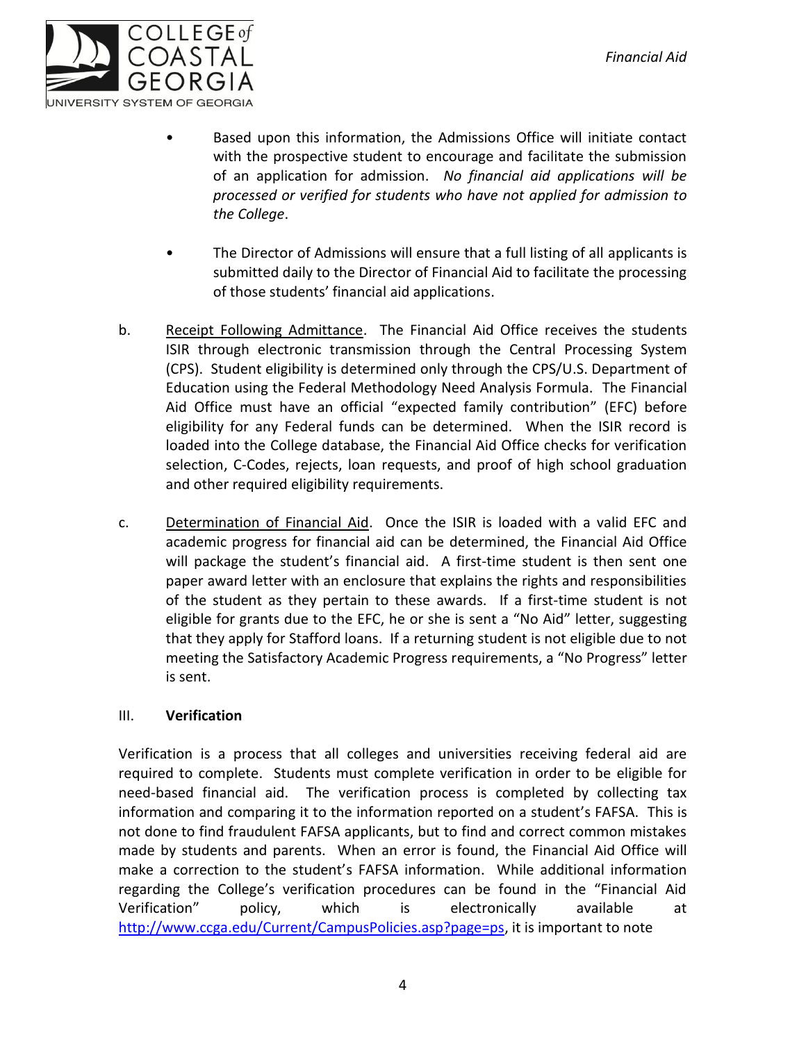- Based upon this information, the Admissions Office will initiate contact with the prospective student to encourage and facilitate the submission of an application for admission. *No financial aid applications will be processed or verified for students who have not applied for admission to the College*.

- The Director of Admissions will ensure that a full listing of all applicants is submitted daily to the Director of Financial Aid to facilitate the processing of those students' financial aid applications.

b. Receipt Following Admittance. The Financial Aid Office receives the students ISIR through electronic transmission through the Central Processing System (CPS). Student eligibility is determined only through the CPS/U.S. Department of Education using the Federal Methodology Need Analysis Formula. The Financial Aid Office must have an official "expected family contribution" (EFC) before eligibility for any Federal funds can be determined. When the ISIR record is loaded into the College database, the Financial Aid Office checks for verification selection, C-Codes, rejects, loan requests, and proof of high school graduation and other required eligibility requirements.

c. Determination of Financial Aid. Once the ISIR is loaded with a valid EFC and academic progress for financial aid can be determined, the Financial Aid Office will package the student's financial aid. A first-time student is then sent one paper award letter with an enclosure that explains the rights and responsibilities of the student as they pertain to these awards. If a first-time student is not eligible for grants due to the EFC, he or she is sent a "No Aid" letter, suggesting that they apply for Stafford loans. If a returning student is not eligible due to not meeting the Satisfactory Academic Progress requirements, a "No Progress" letter is sent.

## III. **Verification**

Verification is a process that all colleges and universities receiving federal aid are required to complete. Students must complete verification in order to be eligible for need-based financial aid. The verification process is completed by collecting tax information and comparing it to the information reported on a student's FAFSA. This is not done to find fraudulent FAFSA applicants, but to find and correct common mistakes made by students and parents. When an error is found, the Financial Aid Office will make a correction to the student's FAFSA information. While additional information regarding the College's verification procedures can be found in the "Financial Aid Verification" policy, which is electronically available at http://www.ccga.edu/Current/CampusPolicies.asp?page=ps, it is important to note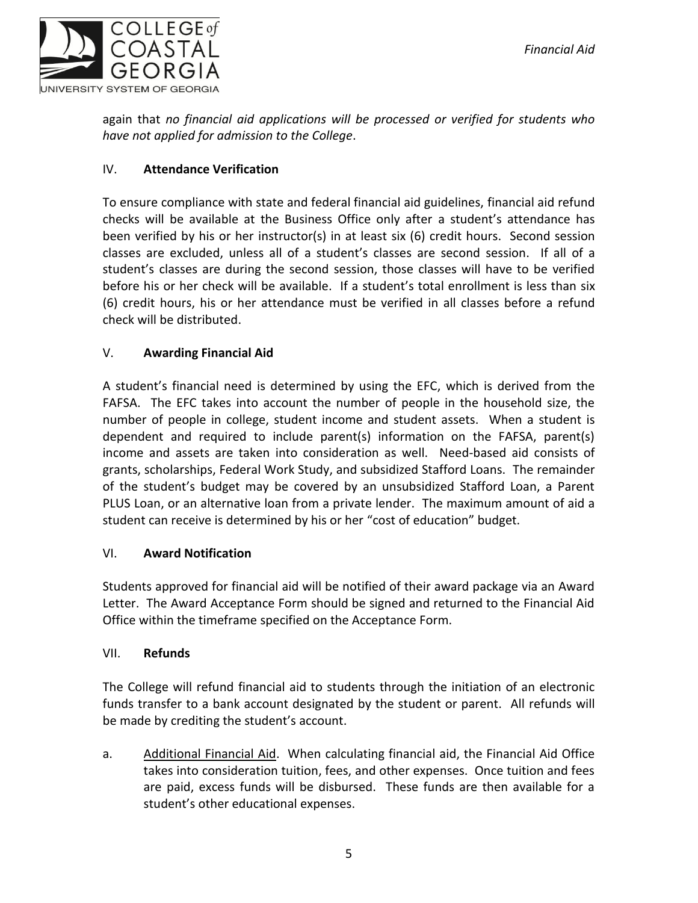again that *no financial aid applications will be processed or verified for students who have not applied for admission to the College*.

## IV. **Attendance Verification**

To ensure compliance with state and federal financial aid guidelines, financial aid refund checks will be available at the Business Office only after a student's attendance has been verified by his or her instructor(s) in at least six (6) credit hours. Second session classes are excluded, unless all of a student's classes are second session. If all of a student's classes are during the second session, those classes will have to be verified before his or her check will be available. If a student's total enrollment is less than six (6) credit hours, his or her attendance must be verified in all classes before a refund check will be distributed.

## V. **Awarding Financial Aid**

A student's financial need is determined by using the EFC, which is derived from the FAFSA. The EFC takes into account the number of people in the household size, the number of people in college, student income and student assets. When a student is dependent and required to include parent(s) information on the FAFSA, parent(s) income and assets are taken into consideration as well. Need-based aid consists of grants, scholarships, Federal Work Study, and subsidized Stafford Loans. The remainder of the student's budget may be covered by an unsubsidized Stafford Loan, a Parent PLUS Loan, or an alternative loan from a private lender. The maximum amount of aid a student can receive is determined by his or her "cost of education" budget.

## VI. **Award Notification**

Students approved for financial aid will be notified of their award package via an Award Letter. The Award Acceptance Form should be signed and returned to the Financial Aid Office within the timeframe specified on the Acceptance Form.

## VII. **Refunds**

The College will refund financial aid to students through the initiation of an electronic funds transfer to a bank account designated by the student or parent. All refunds will be made by crediting the student's account.

a. <u>Additional Financial Aid</u>. When calculating financial aid, the Financial Aid Office takes into consideration tuition, fees, and other expenses. Once tuition and fees are paid, excess funds will be disbursed. These funds are then available for a student's other educational expenses.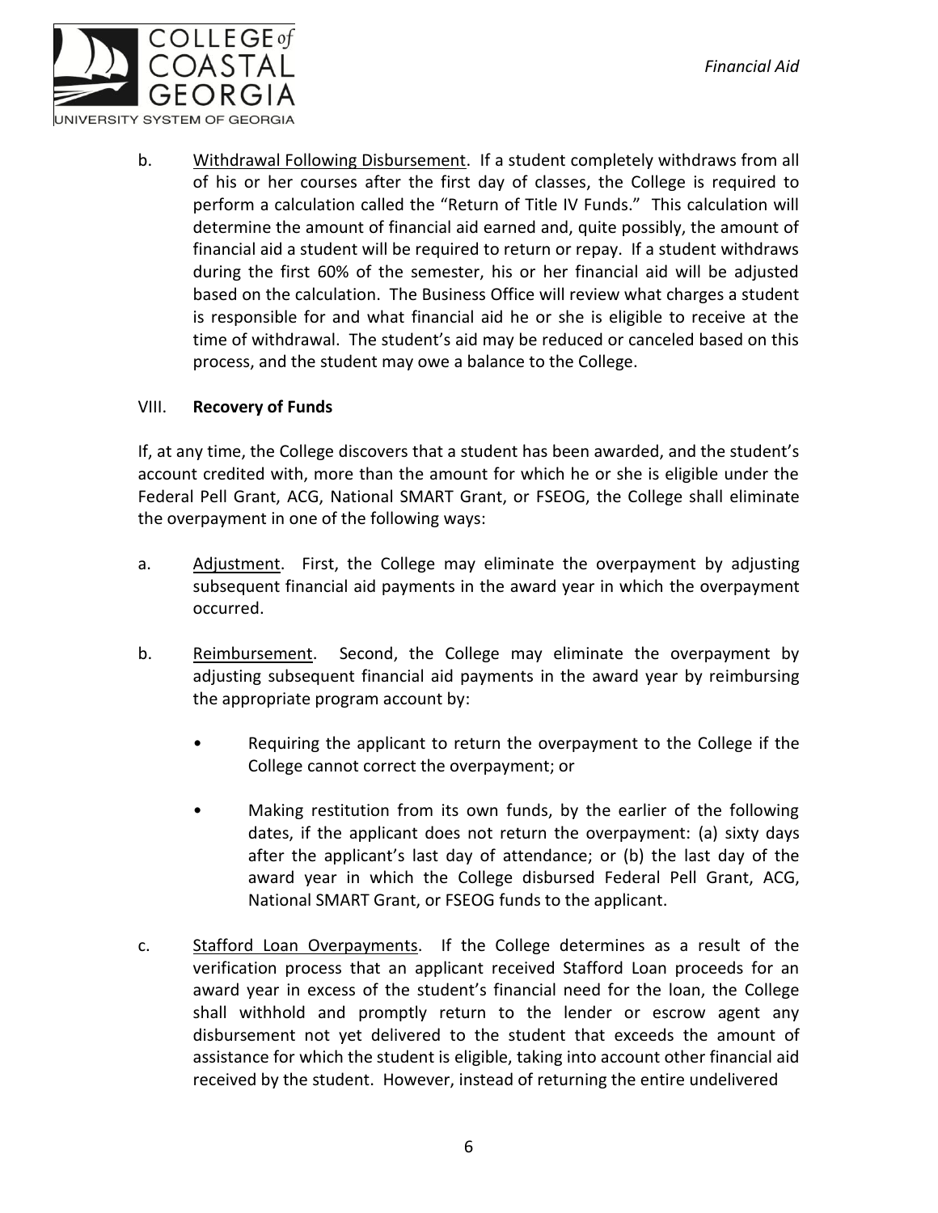b. <u>Withdrawal Following Disbursement</u>. If a student completely withdraws from all of his or her courses after the first day of classes, the College is required to perform a calculation called the "Return of Title IV Funds." This calculation will determine the amount of financial aid earned and, quite possibly, the amount of financial aid a student will be required to return or repay. If a student withdraws during the first 60% of the semester, his or her financial aid will be adjusted based on the calculation. The Business Office will review what charges a student is responsible for and what financial aid he or she is eligible to receive at the time of withdrawal. The student's aid may be reduced or canceled based on this process, and the student may owe a balance to the College.

## VIII. **Recovery of Funds**

If, at any time, the College discovers that a student has been awarded, and the student's account credited with, more than the amount for which he or she is eligible under the Federal Pell Grant, ACG, National SMART Grant, or FSEOG, the College shall eliminate the overpayment in one of the following ways:

a. <u>Adjustment</u>. First, the College may eliminate the overpayment by adjusting subsequent financial aid payments in the award year in which the overpayment occurred.

b. <u>Reimbursement</u>. Second, the College may eliminate the overpayment by adjusting subsequent financial aid payments in the award year by reimbursing the appropriate program account by:

- Requiring the applicant to return the overpayment to the College if the College cannot correct the overpayment; or
- Making restitution from its own funds, by the earlier of the following dates, if the applicant does not return the overpayment: (a) sixty days after the applicant's last day of attendance; or (b) the last day of the award year in which the College disbursed Federal Pell Grant, ACG, National SMART Grant, or FSEOG funds to the applicant.

c. <u>Stafford Loan Overpayments</u>. If the College determines as a result of the verification process that an applicant received Stafford Loan proceeds for an award year in excess of the student's financial need for the loan, the College shall withhold and promptly return to the lender or escrow agent any disbursement not yet delivered to the student that exceeds the amount of assistance for which the student is eligible, taking into account other financial aid received by the student. However, instead of returning the entire undelivered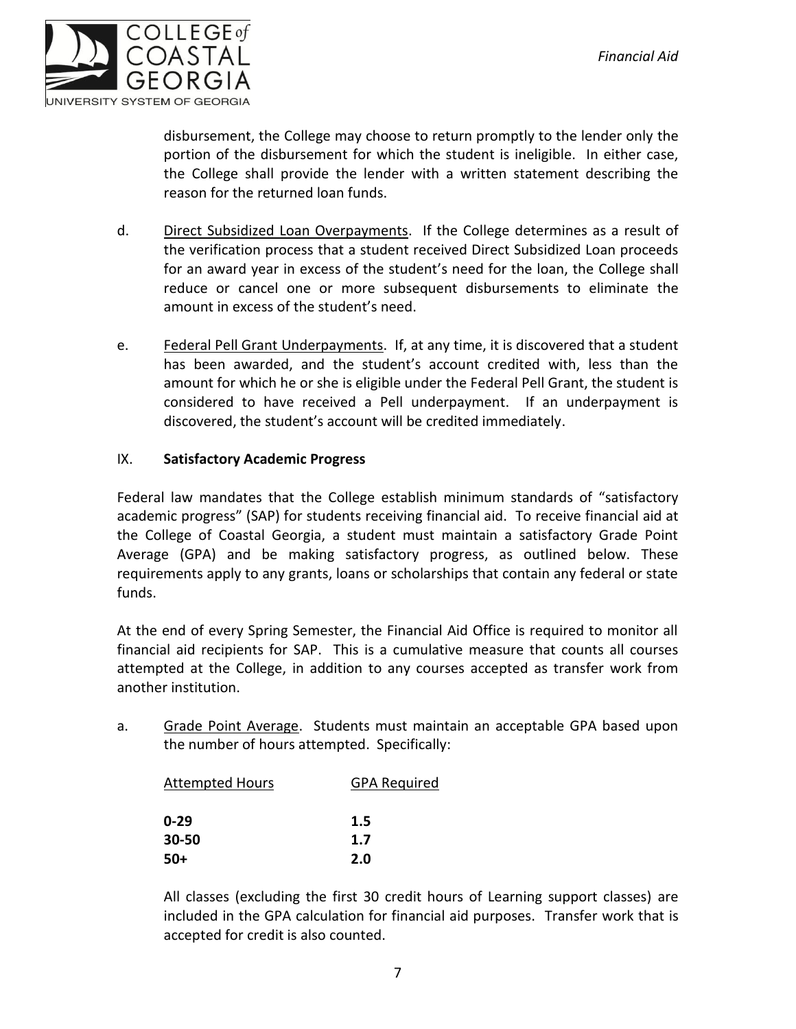disbursement, the College may choose to return promptly to the lender only the portion of the disbursement for which the student is ineligible. In either case, the College shall provide the lender with a written statement describing the reason for the returned loan funds.

d. Direct Subsidized Loan Overpayments. If the College determines as a result of the verification process that a student received Direct Subsidized Loan proceeds for an award year in excess of the student's need for the loan, the College shall reduce or cancel one or more subsequent disbursements to eliminate the amount in excess of the student's need.

e. Federal Pell Grant Underpayments. If, at any time, it is discovered that a student has been awarded, and the student's account credited with, less than the amount for which he or she is eligible under the Federal Pell Grant, the student is considered to have received a Pell underpayment. If an underpayment is discovered, the student's account will be credited immediately.

## IX. **Satisfactory Academic Progress**

Federal law mandates that the College establish minimum standards of "satisfactory academic progress" (SAP) for students receiving financial aid. To receive financial aid at the College of Coastal Georgia, a student must maintain a satisfactory Grade Point Average (GPA) and be making satisfactory progress, as outlined below. These requirements apply to any grants, loans or scholarships that contain any federal or state funds.

At the end of every Spring Semester, the Financial Aid Office is required to monitor all financial aid recipients for SAP. This is a cumulative measure that counts all courses attempted at the College, in addition to any courses accepted as transfer work from another institution.

a. Grade Point Average. Students must maintain an acceptable GPA based upon the number of hours attempted. Specifically:

| Attempted Hours | GPA Required |
|---|---|
| **0-29** | **1.5** |
| **30-50** | **1.7** |
| **50+** | **2.0** |

All classes (excluding the first 30 credit hours of Learning support classes) are included in the GPA calculation for financial aid purposes. Transfer work that is accepted for credit is also counted.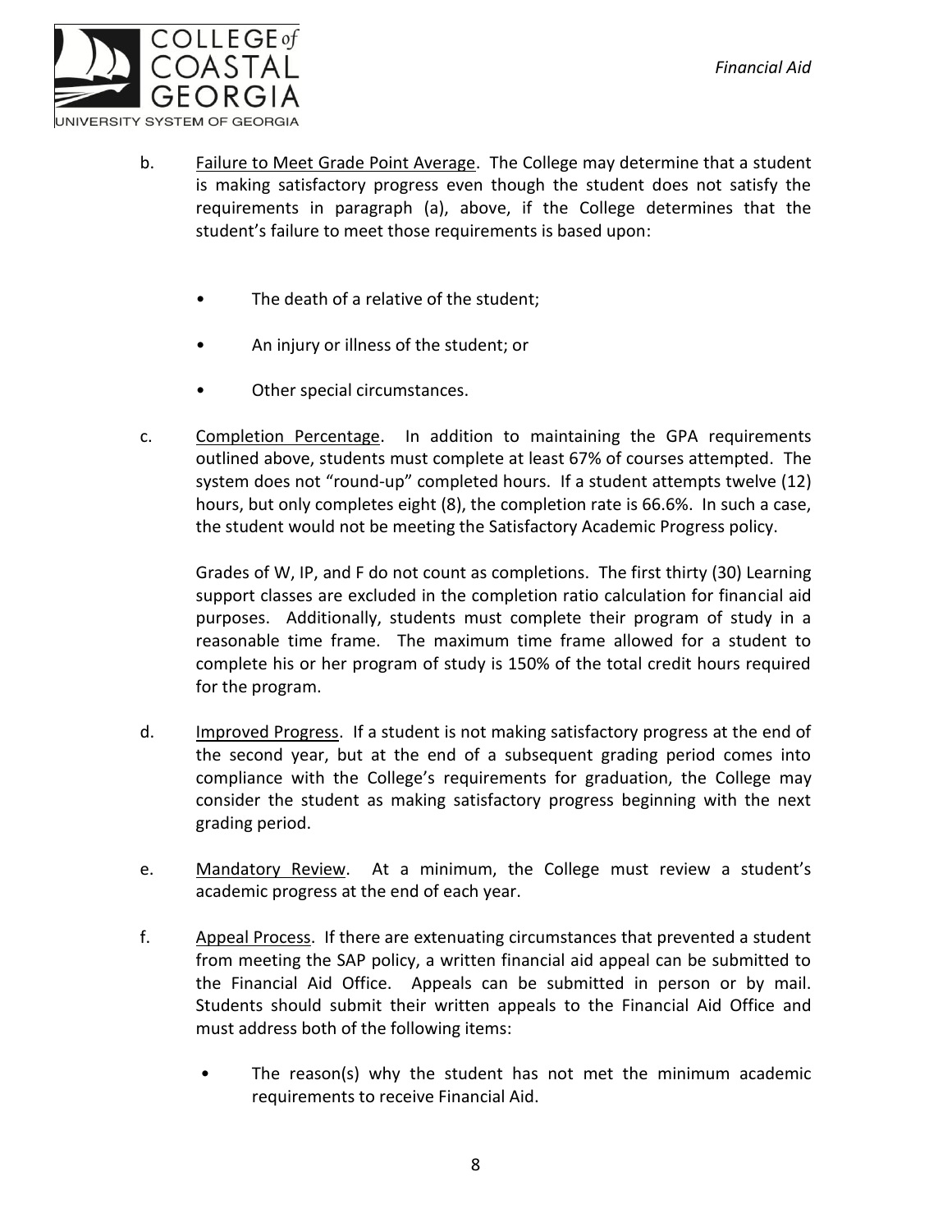b. <u>Failure to Meet Grade Point Average</u>. The College may determine that a student is making satisfactory progress even though the student does not satisfy the requirements in paragraph (a), above, if the College determines that the student's failure to meet those requirements is based upon:

- The death of a relative of the student;
- An injury or illness of the student; or
- Other special circumstances.

c. <u>Completion Percentage</u>. In addition to maintaining the GPA requirements outlined above, students must complete at least 67% of courses attempted. The system does not "round-up" completed hours. If a student attempts twelve (12) hours, but only completes eight (8), the completion rate is 66.6%. In such a case, the student would not be meeting the Satisfactory Academic Progress policy.

Grades of W, IP, and F do not count as completions. The first thirty (30) Learning support classes are excluded in the completion ratio calculation for financial aid purposes. Additionally, students must complete their program of study in a reasonable time frame. The maximum time frame allowed for a student to complete his or her program of study is 150% of the total credit hours required for the program.

d. <u>Improved Progress</u>. If a student is not making satisfactory progress at the end of the second year, but at the end of a subsequent grading period comes into compliance with the College's requirements for graduation, the College may consider the student as making satisfactory progress beginning with the next grading period.

e. <u>Mandatory Review</u>. At a minimum, the College must review a student's academic progress at the end of each year.

f. <u>Appeal Process</u>. If there are extenuating circumstances that prevented a student from meeting the SAP policy, a written financial aid appeal can be submitted to the Financial Aid Office. Appeals can be submitted in person or by mail. Students should submit their written appeals to the Financial Aid Office and must address both of the following items:

- The reason(s) why the student has not met the minimum academic requirements to receive Financial Aid.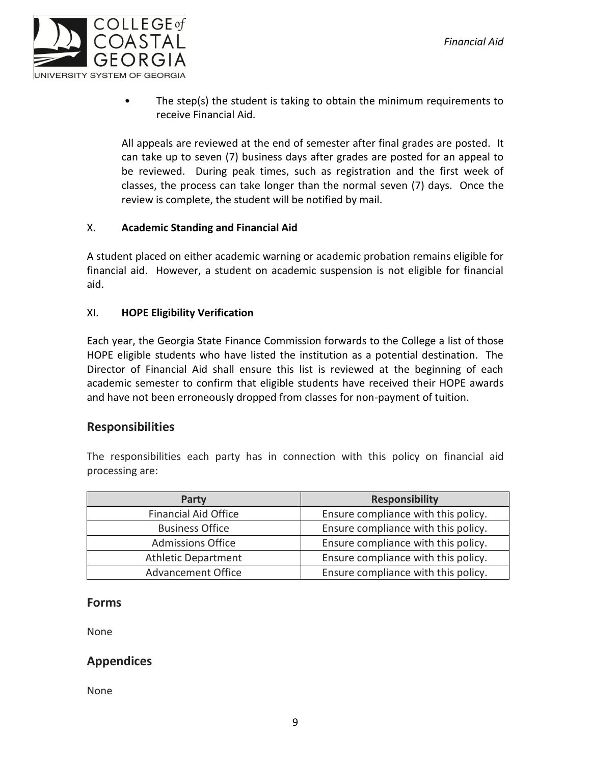- The step(s) the student is taking to obtain the minimum requirements to receive Financial Aid.

All appeals are reviewed at the end of semester after final grades are posted. It can take up to seven (7) business days after grades are posted for an appeal to be reviewed. During peak times, such as registration and the first week of classes, the process can take longer than the normal seven (7) days. Once the review is complete, the student will be notified by mail.

X. **Academic Standing and Financial Aid**

A student placed on either academic warning or academic probation remains eligible for financial aid. However, a student on academic suspension is not eligible for financial aid.

XI. **HOPE Eligibility Verification**

Each year, the Georgia State Finance Commission forwards to the College a list of those HOPE eligible students who have listed the institution as a potential destination. The Director of Financial Aid shall ensure this list is reviewed at the beginning of each academic semester to confirm that eligible students have received their HOPE awards and have not been erroneously dropped from classes for non-payment of tuition.

## Responsibilities

The responsibilities each party has in connection with this policy on financial aid processing are:

| Party | Responsibility |
| --- | --- |
| Financial Aid Office | Ensure compliance with this policy. |
| Business Office | Ensure compliance with this policy. |
| Admissions Office | Ensure compliance with this policy. |
| Athletic Department | Ensure compliance with this policy. |
| Advancement Office | Ensure compliance with this policy. |

## Forms

None

## Appendices

None